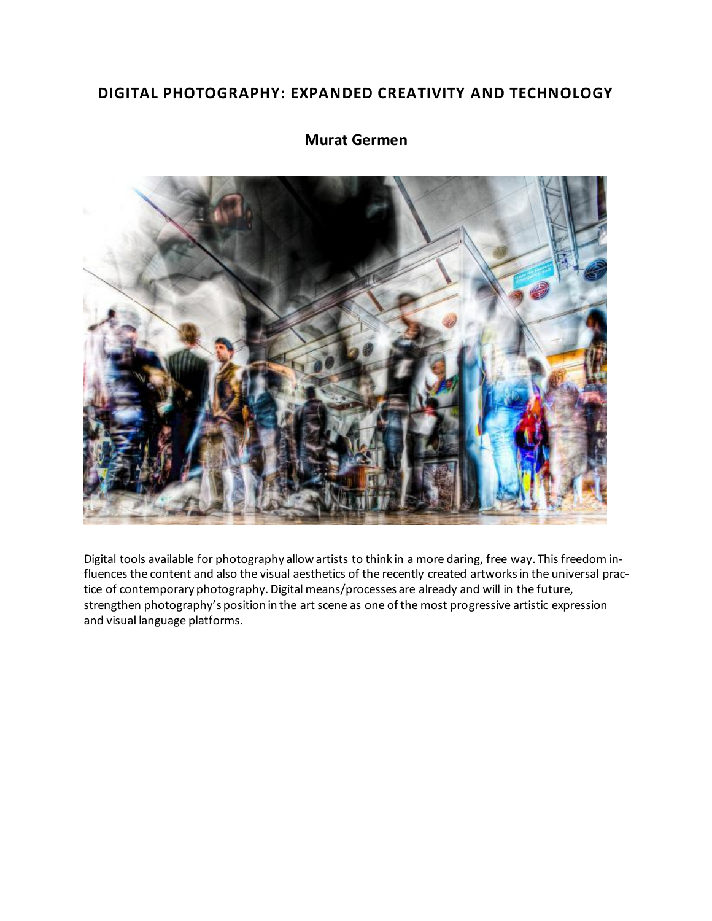# DIGITAL PHOTOGRAPHY: EXPANDED CREATIVITY AND TECHNOLOGY

**Murat Germen**

Digital tools available for photography allow artists to think in a more daring, free way. This freedom influences the content and also the visual aesthetics of the recently created artworks in the universal practice of contemporary photography. Digital means/processes are already and will in the future, strengthen photography's position in the art scene as one of the most progressive artistic expression and visual language platforms.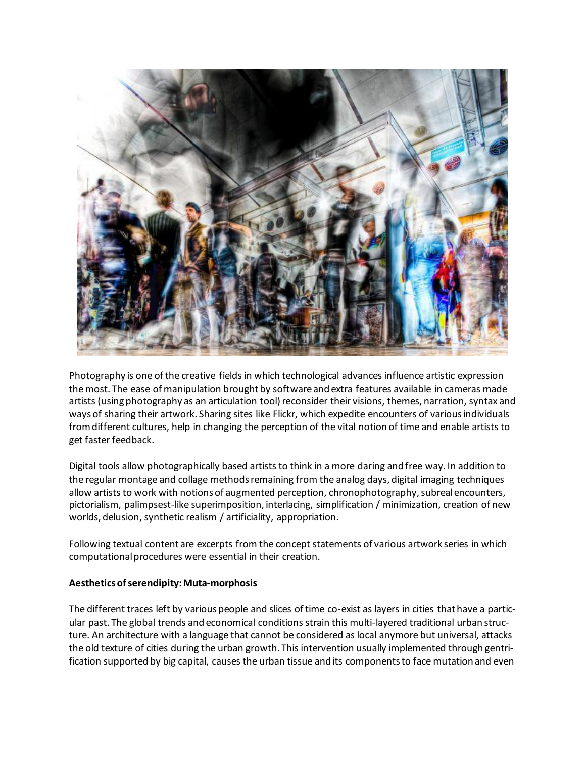Photography is one of the creative fields in which technological advances influence artistic expression the most. The ease of manipulation brought by software and extra features available in cameras made artists (using photography as an articulation tool) reconsider their visions, themes, narration, syntax and ways of sharing their artwork. Sharing sites like Flickr, which expedite encounters of various individuals from different cultures, help in changing the perception of the vital notion of time and enable artists to get faster feedback.

Digital tools allow photographically based artists to think in a more daring and free way. In addition to the regular montage and collage methods remaining from the analog days, digital imaging techniques allow artists to work with notions of augmented perception, chronophotography, subreal encounters, pictorialism, palimpsest-like superimposition, interlacing, simplification / minimization, creation of new worlds, delusion, synthetic realism / artificiality, appropriation.

Following textual content are excerpts from the concept statements of various artwork series in which computational procedures were essential in their creation.

**Aesthetics of serendipity: Muta-morphosis**

The different traces left by various people and slices of time co-exist as layers in cities that have a particular past. The global trends and economical conditions strain this multi-layered traditional urban structure. An architecture with a language that cannot be considered as local anymore but universal, attacks the old texture of cities during the urban growth. This intervention usually implemented through gentrification supported by big capital, causes the urban tissue and its components to face mutation and even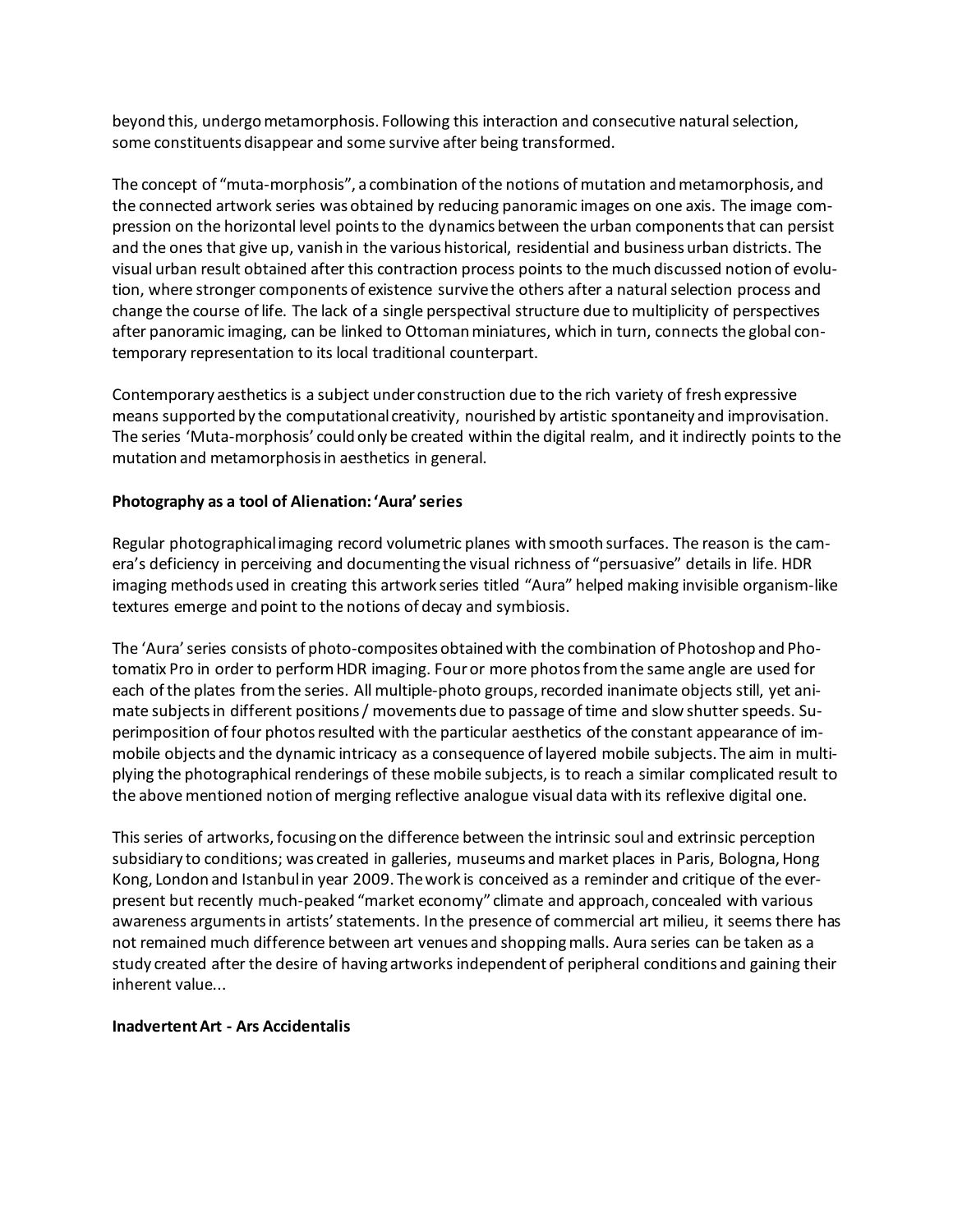beyond this, undergo metamorphosis. Following this interaction and consecutive natural selection, some constituents disappear and some survive after being transformed.

The concept of "muta-morphosis", a combination of the notions of mutation and metamorphosis, and the connected artwork series was obtained by reducing panoramic images on one axis. The image compression on the horizontal level points to the dynamics between the urban components that can persist and the ones that give up, vanish in the various historical, residential and business urban districts. The visual urban result obtained after this contraction process points to the much discussed notion of evolution, where stronger components of existence survive the others after a natural selection process and change the course of life. The lack of a single perspectival structure due to multiplicity of perspectives after panoramic imaging, can be linked to Ottoman miniatures, which in turn, connects the global contemporary representation to its local traditional counterpart.

Contemporary aesthetics is a subject under construction due to the rich variety of fresh expressive means supported by the computational creativity, nourished by artistic spontaneity and improvisation. The series 'Muta-morphosis' could only be created within the digital realm, and it indirectly points to the mutation and metamorphosis in aesthetics in general.

**Photography as a tool of Alienation: 'Aura' series**

Regular photographical imaging record volumetric planes with smooth surfaces. The reason is the camera's deficiency in perceiving and documenting the visual richness of "persuasive" details in life. HDR imaging methods used in creating this artwork series titled "Aura" helped making invisible organism-like textures emerge and point to the notions of decay and symbiosis.

The 'Aura' series consists of photo-composites obtained with the combination of Photoshop and Photomatix Pro in order to perform HDR imaging. Four or more photos from the same angle are used for each of the plates from the series. All multiple-photo groups, recorded inanimate objects still, yet animate subjects in different positions / movements due to passage of time and slow shutter speeds. Superimposition of four photos resulted with the particular aesthetics of the constant appearance of immobile objects and the dynamic intricacy as a consequence of layered mobile subjects. The aim in multiplying the photographical renderings of these mobile subjects, is to reach a similar complicated result to the above mentioned notion of merging reflective analogue visual data with its reflexive digital one.

This series of artworks, focusing on the difference between the intrinsic soul and extrinsic perception subsidiary to conditions; was created in galleries, museums and market places in Paris, Bologna, Hong Kong, London and Istanbul in year 2009. The work is conceived as a reminder and critique of the ever-present but recently much-peaked "market economy" climate and approach, concealed with various awareness arguments in artists' statements. In the presence of commercial art milieu, it seems there has not remained much difference between art venues and shopping malls. Aura series can be taken as a study created after the desire of having artworks independent of peripheral conditions and gaining their inherent value...

**Inadvertent Art - Ars Accidentalis**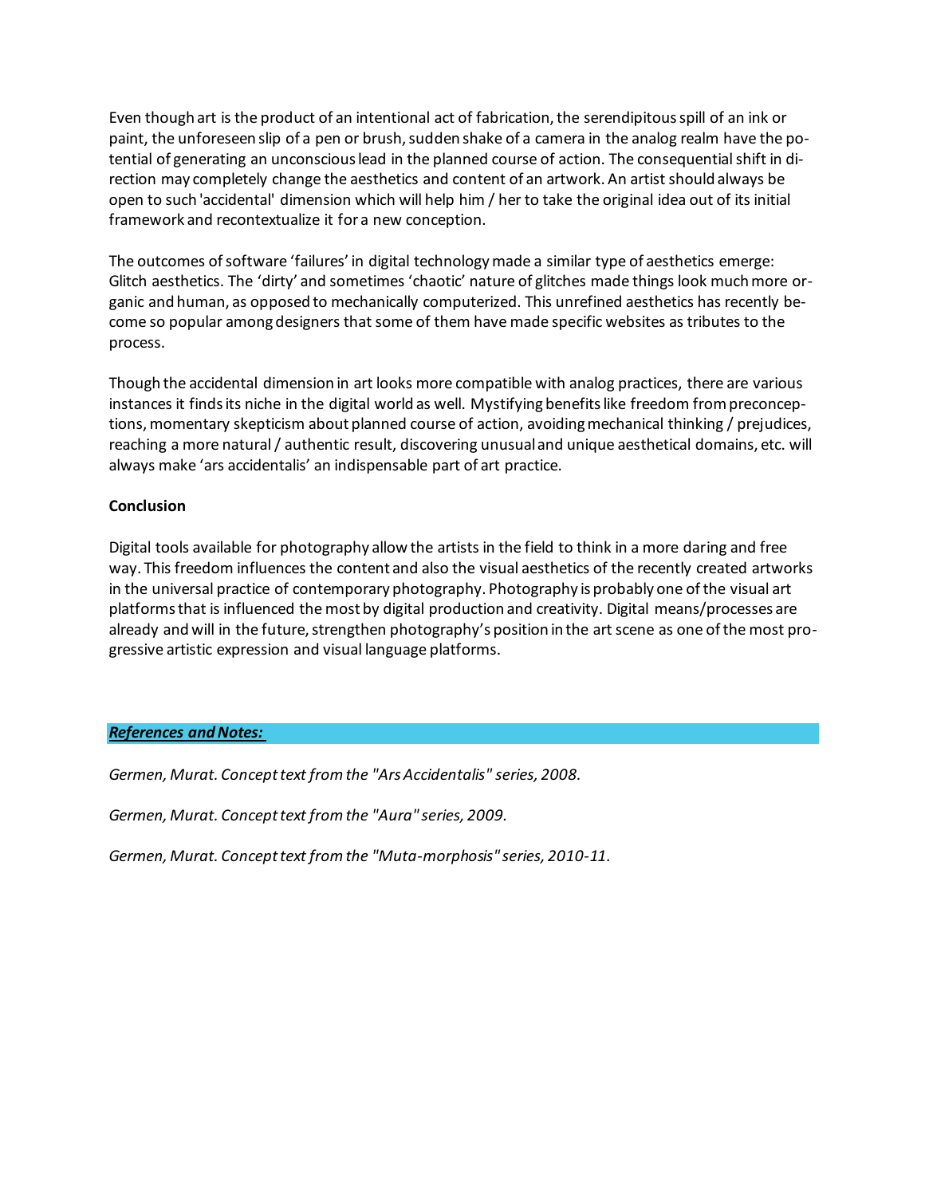Even though art is the product of an intentional act of fabrication, the serendipitous spill of an ink or paint, the unforeseen slip of a pen or brush, sudden shake of a camera in the analog realm have the potential of generating an unconscious lead in the planned course of action. The consequential shift in direction may completely change the aesthetics and content of an artwork. An artist should always be open to such 'accidental' dimension which will help him / her to take the original idea out of its initial framework and recontextualize it for a new conception.

The outcomes of software 'failures' in digital technology made a similar type of aesthetics emerge: Glitch aesthetics. The 'dirty' and sometimes 'chaotic' nature of glitches made things look much more organic and human, as opposed to mechanically computerized. This unrefined aesthetics has recently become so popular among designers that some of them have made specific websites as tributes to the process.

Though the accidental dimension in art looks more compatible with analog practices, there are various instances it finds its niche in the digital world as well. Mystifying benefits like freedom from preconceptions, momentary skepticism about planned course of action, avoiding mechanical thinking / prejudices, reaching a more natural / authentic result, discovering unusual and unique aesthetical domains, etc. will always make 'ars accidentalis' an indispensable part of art practice.

**Conclusion**

Digital tools available for photography allow the artists in the field to think in a more daring and free way. This freedom influences the content and also the visual aesthetics of the recently created artworks in the universal practice of contemporary photography. Photography is probably one of the visual art platforms that is influenced the most by digital production and creativity. Digital means/processes are already and will in the future, strengthen photography's position in the art scene as one of the most progressive artistic expression and visual language platforms.

***References and Notes:***

*Germen, Murat. Concept text from the "Ars Accidentalis" series, 2008.*

*Germen, Murat. Concept text from the "Aura" series, 2009.*

*Germen, Murat. Concept text from the "Muta-morphosis" series, 2010-11.*